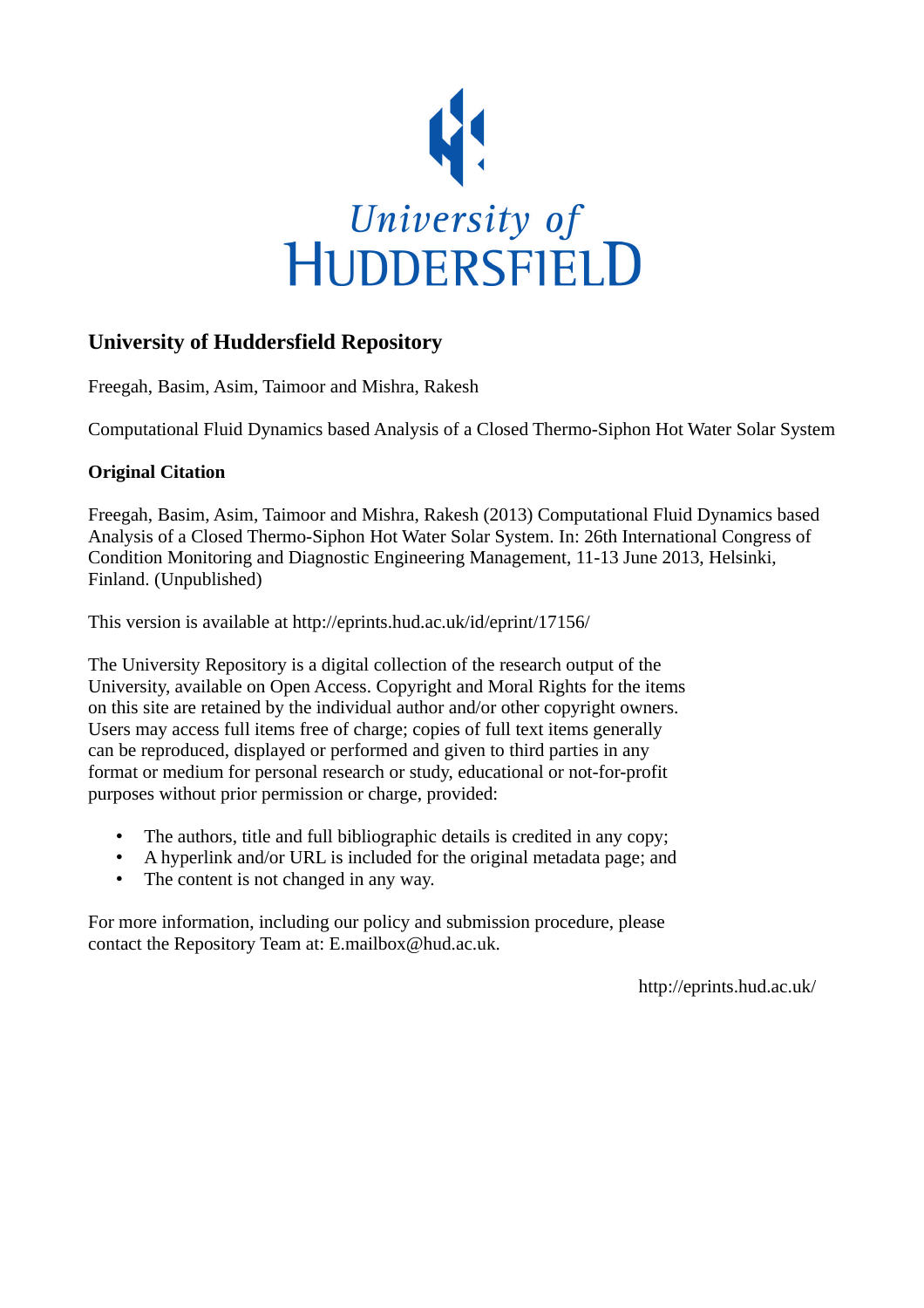University of HUDDERSFIELD

## University of Huddersfield Repository

Freegah, Basim, Asim, Taimoor and Mishra, Rakesh

Computational Fluid Dynamics based Analysis of a Closed Thermo-Siphon Hot Water Solar System

### Original Citation

Freegah, Basim, Asim, Taimoor and Mishra, Rakesh (2013) Computational Fluid Dynamics based Analysis of a Closed Thermo-Siphon Hot Water Solar System. In: 26th International Congress of Condition Monitoring and Diagnostic Engineering Management, 11-13 June 2013, Helsinki, Finland. (Unpublished)

This version is available at http://eprints.hud.ac.uk/id/eprint/17156/

The University Repository is a digital collection of the research output of the University, available on Open Access. Copyright and Moral Rights for the items on this site are retained by the individual author and/or other copyright owners. Users may access full items free of charge; copies of full text items generally can be reproduced, displayed or performed and given to third parties in any format or medium for personal research or study, educational or not-for-profit purposes without prior permission or charge, provided:

- The authors, title and full bibliographic details is credited in any copy;
- A hyperlink and/or URL is included for the original metadata page; and
- The content is not changed in any way.

For more information, including our policy and submission procedure, please contact the Repository Team at: E.mailbox@hud.ac.uk.

http://eprints.hud.ac.uk/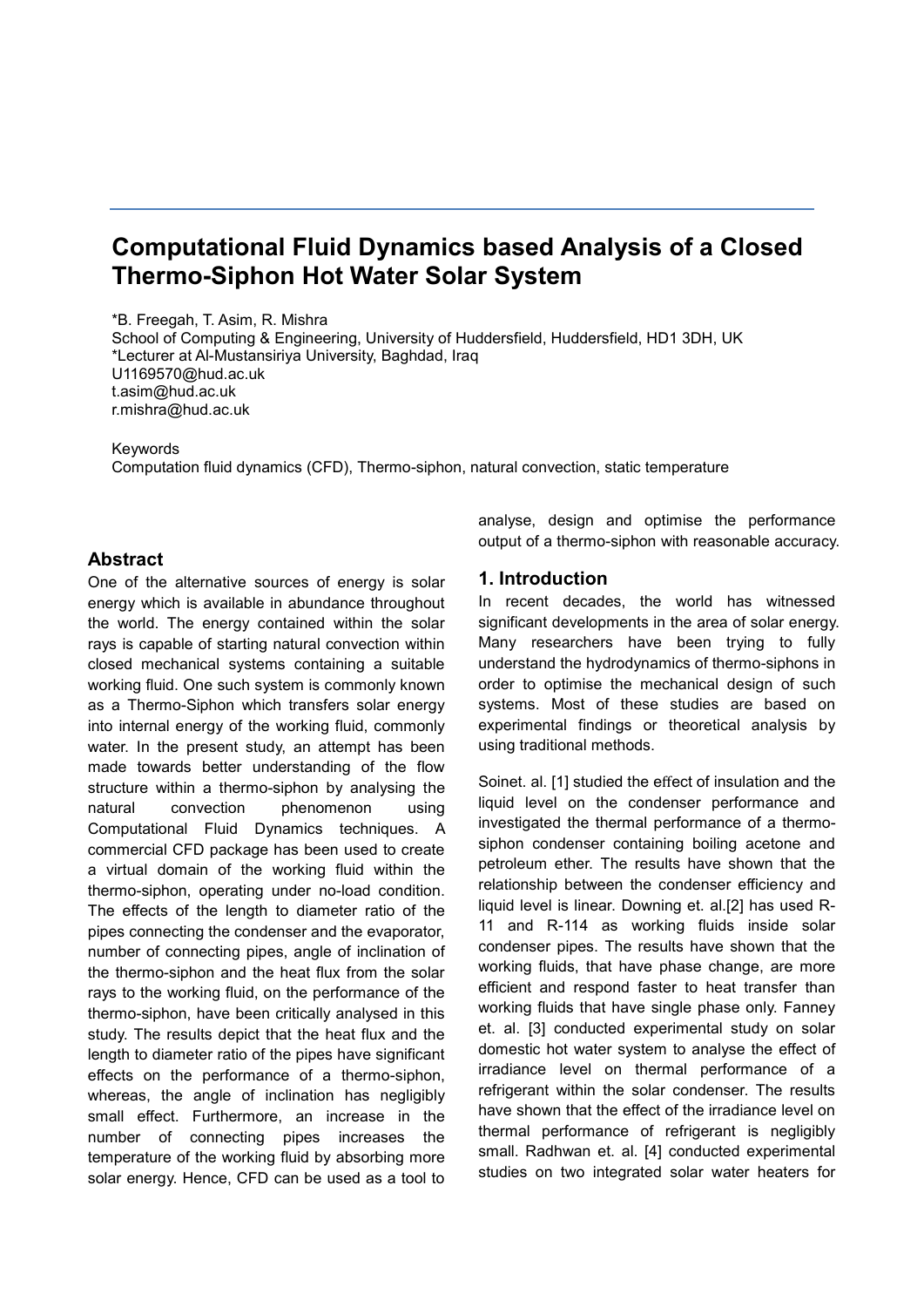# Computational Fluid Dynamics based Analysis of a Closed Thermo-Siphon Hot Water Solar System

*B. Freegah, T. Asim, R. Mishra
School of Computing & Engineering, University of Huddersfield, Huddersfield, HD1 3DH, UK
*Lecturer at Al-Mustansiriya University, Baghdad, Iraq
U1169570@hud.ac.uk
t.asim@hud.ac.uk
r.mishra@hud.ac.uk

Keywords
Computation fluid dynamics (CFD), Thermo-siphon, natural convection, static temperature

## Abstract

One of the alternative sources of energy is solar energy which is available in abundance throughout the world. The energy contained within the solar rays is capable of starting natural convection within closed mechanical systems containing a suitable working fluid. One such system is commonly known as a Thermo-Siphon which transfers solar energy into internal energy of the working fluid, commonly water. In the present study, an attempt has been made towards better understanding of the flow structure within a thermo-siphon by analysing the natural convection phenomenon using Computational Fluid Dynamics techniques. A commercial CFD package has been used to create a virtual domain of the working fluid within the thermo-siphon, operating under no-load condition. The effects of the length to diameter ratio of the pipes connecting the condenser and the evaporator, number of connecting pipes, angle of inclination of the thermo-siphon and the heat flux from the solar rays to the working fluid, on the performance of the thermo-siphon, have been critically analysed in this study. The results depict that the heat flux and the length to diameter ratio of the pipes have significant effects on the performance of a thermo-siphon, whereas, the angle of inclination has negligibly small effect. Furthermore, an increase in the number of connecting pipes increases the temperature of the working fluid by absorbing more solar energy. Hence, CFD can be used as a tool to analyse, design and optimise the performance output of a thermo-siphon with reasonable accuracy.

## 1. Introduction

In recent decades, the world has witnessed significant developments in the area of solar energy. Many researchers have been trying to fully understand the hydrodynamics of thermo-siphons in order to optimise the mechanical design of such systems. Most of these studies are based on experimental findings or theoretical analysis by using traditional methods.

Soinet. al. [1] studied the effect of insulation and the liquid level on the condenser performance and investigated the thermal performance of a thermo-siphon condenser containing boiling acetone and petroleum ether. The results have shown that the relationship between the condenser efficiency and liquid level is linear. Downing et. al.[2] has used R-11 and R-114 as working fluids inside solar condenser pipes. The results have shown that the working fluids, that have phase change, are more efficient and respond faster to heat transfer than working fluids that have single phase only. Fanney et. al. [3] conducted experimental study on solar domestic hot water system to analyse the effect of irradiance level on thermal performance of a refrigerant within the solar condenser. The results have shown that the effect of the irradiance level on thermal performance of refrigerant is negligibly small. Radhwan et. al. [4] conducted experimental studies on two integrated solar water heaters for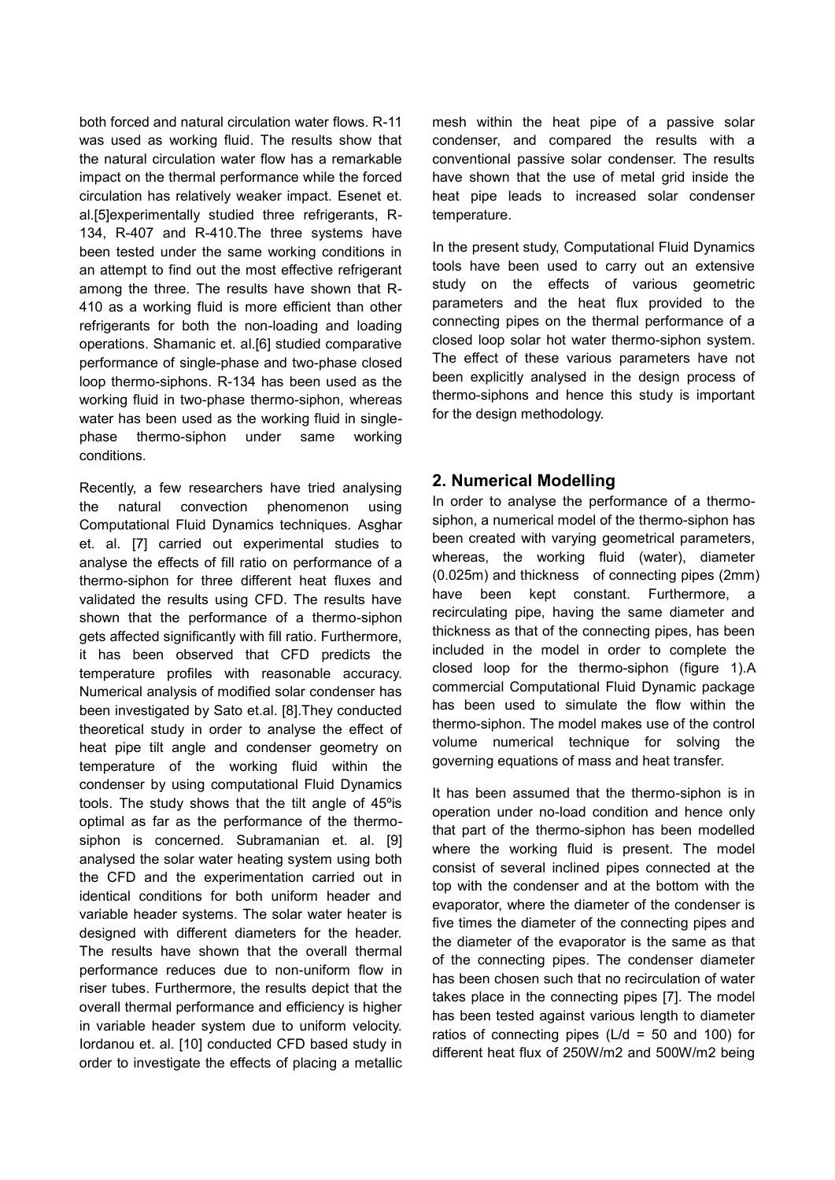both forced and natural circulation water flows. R-11 was used as working fluid. The results show that the natural circulation water flow has a remarkable impact on the thermal performance while the forced circulation has relatively weaker impact. Esenet et. al.[5]experimentally studied three refrigerants, R-134, R-407 and R-410.The three systems have been tested under the same working conditions in an attempt to find out the most effective refrigerant among the three. The results have shown that R-410 as a working fluid is more efficient than other refrigerants for both the non-loading and loading operations. Shamanic et. al.[6] studied comparative performance of single-phase and two-phase closed loop thermo-siphons. R-134 has been used as the working fluid in two-phase thermo-siphon, whereas water has been used as the working fluid in single-phase thermo-siphon under same working conditions.

Recently, a few researchers have tried analysing the natural convection phenomenon using Computational Fluid Dynamics techniques. Asghar et. al. [7] carried out experimental studies to analyse the effects of fill ratio on performance of a thermo-siphon for three different heat fluxes and validated the results using CFD. The results have shown that the performance of a thermo-siphon gets affected significantly with fill ratio. Furthermore, it has been observed that CFD predicts the temperature profiles with reasonable accuracy. Numerical analysis of modified solar condenser has been investigated by Sato et.al. [8].They conducted theoretical study in order to analyse the effect of heat pipe tilt angle and condenser geometry on temperature of the working fluid within the condenser by using computational Fluid Dynamics tools. The study shows that the tilt angle of 45ºis optimal as far as the performance of the thermo-siphon is concerned. Subramanian et. al. [9] analysed the solar water heating system using both the CFD and the experimentation carried out in identical conditions for both uniform header and variable header systems. The solar water heater is designed with different diameters for the header. The results have shown that the overall thermal performance reduces due to non-uniform flow in riser tubes. Furthermore, the results depict that the overall thermal performance and efficiency is higher in variable header system due to uniform velocity. Iordanou et. al. [10] conducted CFD based study in order to investigate the effects of placing a metallic mesh within the heat pipe of a passive solar condenser, and compared the results with a conventional passive solar condenser. The results have shown that the use of metal grid inside the heat pipe leads to increased solar condenser temperature.

In the present study, Computational Fluid Dynamics tools have been used to carry out an extensive study on the effects of various geometric parameters and the heat flux provided to the connecting pipes on the thermal performance of a closed loop solar hot water thermo-siphon system. The effect of these various parameters have not been explicitly analysed in the design process of thermo-siphons and hence this study is important for the design methodology.

## 2. Numerical Modelling

In order to analyse the performance of a thermo-siphon, a numerical model of the thermo-siphon has been created with varying geometrical parameters, whereas, the working fluid (water), diameter (0.025m) and thickness of connecting pipes (2mm) have been kept constant. Furthermore, a recirculating pipe, having the same diameter and thickness as that of the connecting pipes, has been included in the model in order to complete the closed loop for the thermo-siphon (figure 1).A commercial Computational Fluid Dynamic package has been used to simulate the flow within the thermo-siphon. The model makes use of the control volume numerical technique for solving the governing equations of mass and heat transfer.

It has been assumed that the thermo-siphon is in operation under no-load condition and hence only that part of the thermo-siphon has been modelled where the working fluid is present. The model consist of several inclined pipes connected at the top with the condenser and at the bottom with the evaporator, where the diameter of the condenser is five times the diameter of the connecting pipes and the diameter of the evaporator is the same as that of the connecting pipes. The condenser diameter has been chosen such that no recirculation of water takes place in the connecting pipes [7]. The model has been tested against various length to diameter ratios of connecting pipes ($L/d$ = 50 and 100) for different heat flux of 250W/m2 and 500W/m2 being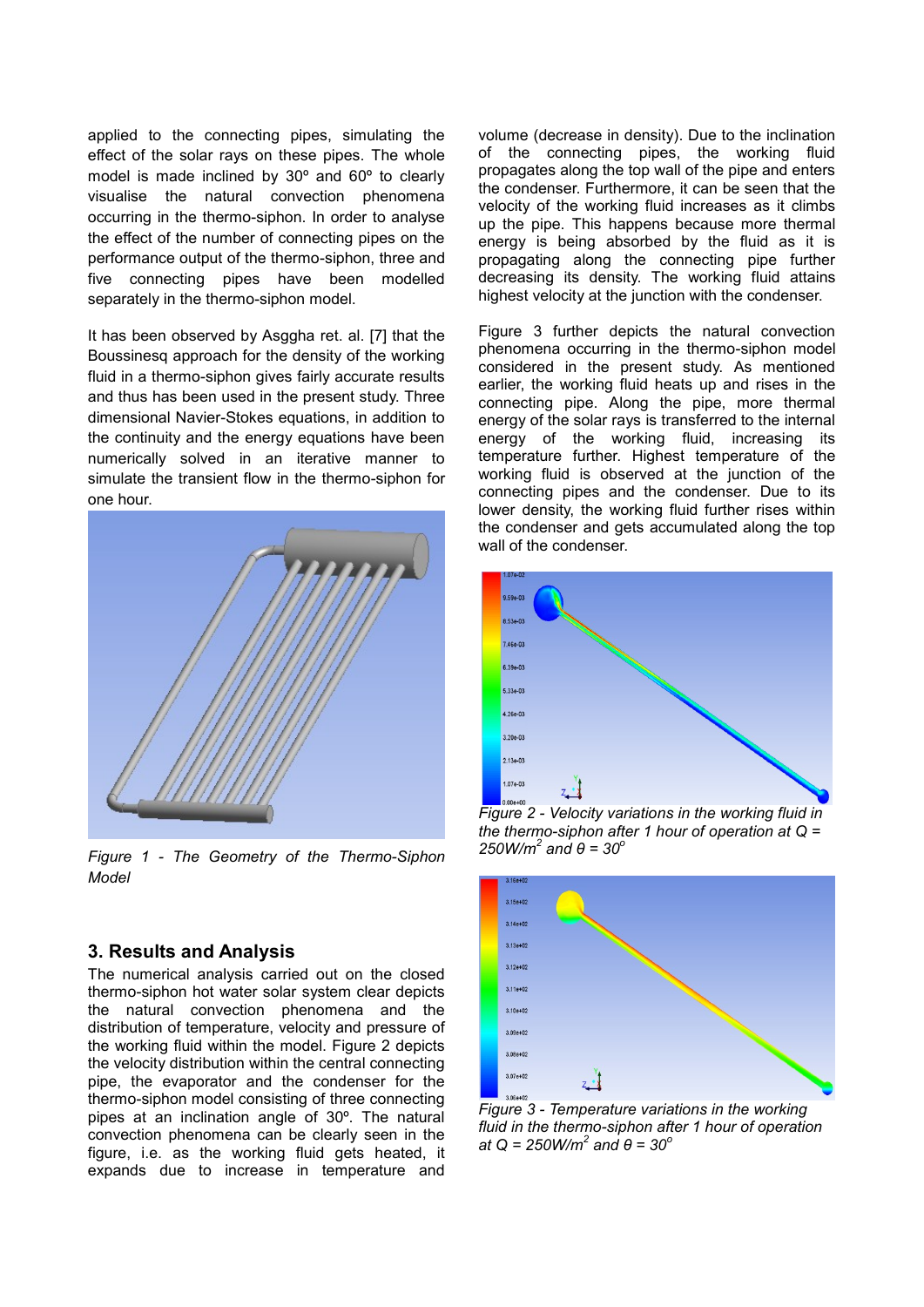applied to the connecting pipes, simulating the effect of the solar rays on these pipes. The whole model is made inclined by 30º and 60º to clearly visualise the natural convection phenomena occurring in the thermo-siphon. In order to analyse the effect of the number of connecting pipes on the performance output of the thermo-siphon, three and five connecting pipes have been modelled separately in the thermo-siphon model.

It has been observed by Asggha ret. al. [7] that the Boussinesq approach for the density of the working fluid in a thermo-siphon gives fairly accurate results and thus has been used in the present study. Three dimensional Navier-Stokes equations, in addition to the continuity and the energy equations have been numerically solved in an iterative manner to simulate the transient flow in the thermo-siphon for one hour.

*Figure 1 - The Geometry of the Thermo-Siphon Model*

## 3. Results and Analysis

The numerical analysis carried out on the closed thermo-siphon hot water solar system clear depicts the natural convection phenomena and the distribution of temperature, velocity and pressure of the working fluid within the model. Figure 2 depicts the velocity distribution within the central connecting pipe, the evaporator and the condenser for the thermo-siphon model consisting of three connecting pipes at an inclination angle of 30º. The natural convection phenomena can be clearly seen in the figure, i.e. as the working fluid gets heated, it expands due to increase in temperature and volume (decrease in density). Due to the inclination of the connecting pipes, the working fluid propagates along the top wall of the pipe and enters the condenser. Furthermore, it can be seen that the velocity of the working fluid increases as it climbs up the pipe. This happens because more thermal energy is being absorbed by the fluid as it is propagating along the connecting pipe further decreasing its density. The working fluid attains highest velocity at the junction with the condenser.

Figure 3 further depicts the natural convection phenomena occurring in the thermo-siphon model considered in the present study. As mentioned earlier, the working fluid heats up and rises in the connecting pipe. Along the pipe, more thermal energy of the solar rays is transferred to the internal energy of the working fluid, increasing its temperature further. Highest temperature of the working fluid is observed at the junction of the connecting pipes and the condenser. Due to its lower density, the working fluid further rises within the condenser and gets accumulated along the top wall of the condenser.

*Figure 2 - Velocity variations in the working fluid in the thermo-siphon after 1 hour of operation at $Q = 250 W/m^2$ and $\theta = 30^o$*

*Figure 3 - Temperature variations in the working fluid in the thermo-siphon after 1 hour of operation at $Q = 250 W/m^2$ and $\theta = 30^o$*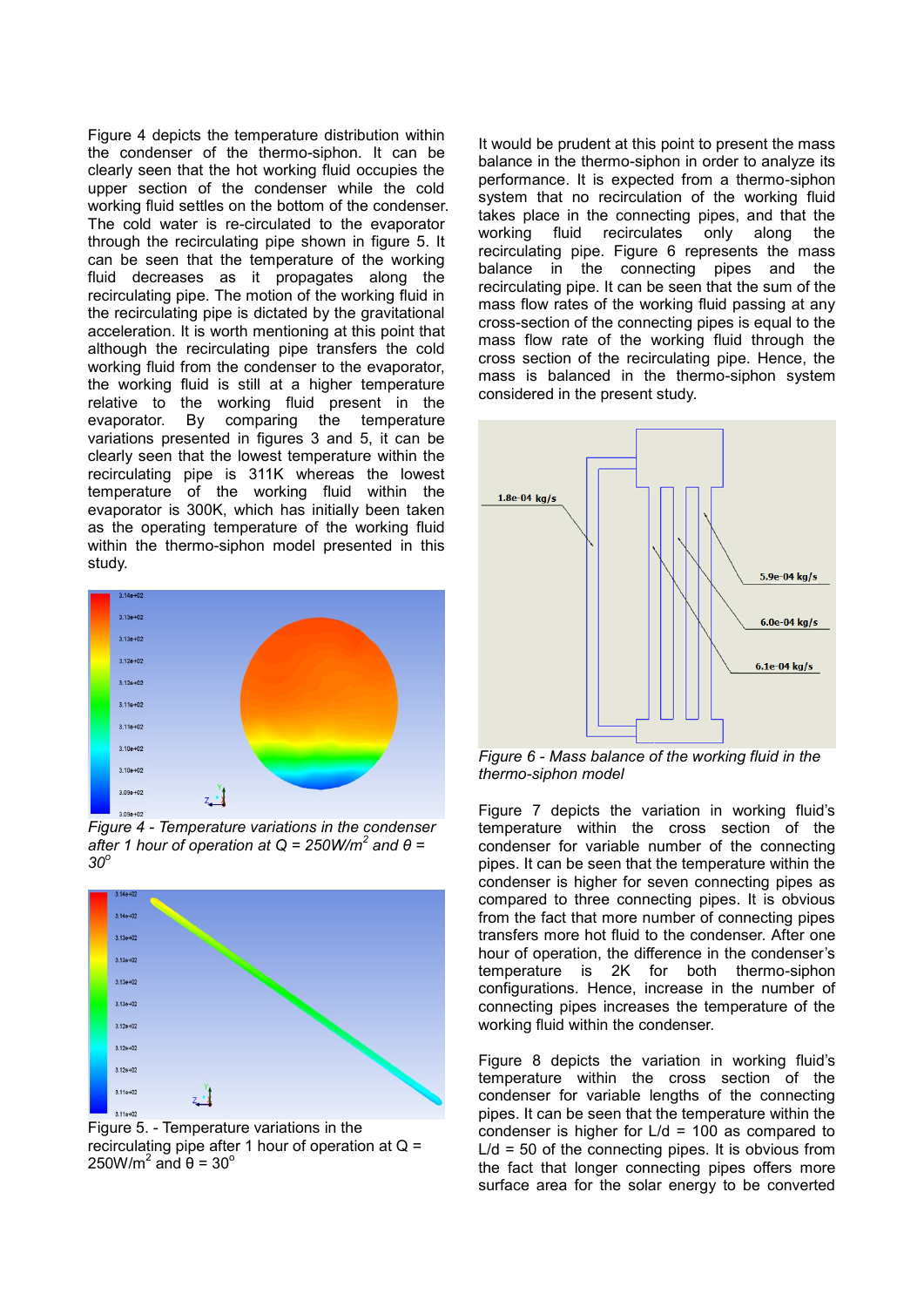Figure 4 depicts the temperature distribution within the condenser of the thermo-siphon. It can be clearly seen that the hot working fluid occupies the upper section of the condenser while the cold working fluid settles on the bottom of the condenser. The cold water is re-circulated to the evaporator through the recirculating pipe shown in figure 5. It can be seen that the temperature of the working fluid decreases as it propagates along the recirculating pipe. The motion of the working fluid in the recirculating pipe is dictated by the gravitational acceleration. It is worth mentioning at this point that although the recirculating pipe transfers the cold working fluid from the condenser to the evaporator, the working fluid is still at a higher temperature relative to the working fluid present in the evaporator. By comparing the temperature variations presented in figures 3 and 5, it can be clearly seen that the lowest temperature within the recirculating pipe is 311K whereas the lowest temperature of the working fluid within the evaporator is 300K, which has initially been taken as the operating temperature of the working fluid within the thermo-siphon model presented in this study.

*Figure 4 - Temperature variations in the condenser after 1 hour of operation at Q = 250W/m$^2$ and θ = 30$^o$*

Figure 5. - Temperature variations in the recirculating pipe after 1 hour of operation at Q = 250W/m$^2$ and θ = 30$^o$

It would be prudent at this point to present the mass balance in the thermo-siphon in order to analyze its performance. It is expected from a thermo-siphon system that no recirculation of the working fluid takes place in the connecting pipes, and that the working fluid recirculates only along the recirculating pipe. Figure 6 represents the mass balance in the connecting pipes and the recirculating pipe. It can be seen that the sum of the mass flow rates of the working fluid passing at any cross-section of the connecting pipes is equal to the mass flow rate of the working fluid through the cross section of the recirculating pipe. Hence, the mass is balanced in the thermo-siphon system considered in the present study.

*Figure 6 - Mass balance of the working fluid in the thermo-siphon model*

Figure 7 depicts the variation in working fluid's temperature within the cross section of the condenser for variable number of the connecting pipes. It can be seen that the temperature within the condenser is higher for seven connecting pipes as compared to three connecting pipes. It is obvious from the fact that more number of connecting pipes transfers more hot fluid to the condenser. After one hour of operation, the difference in the condenser's temperature is 2K for both thermo-siphon configurations. Hence, increase in the number of connecting pipes increases the temperature of the working fluid within the condenser.

Figure 8 depicts the variation in working fluid's temperature within the cross section of the condenser for variable lengths of the connecting pipes. It can be seen that the temperature within the condenser is higher for L/d = 100 as compared to L/d = 50 of the connecting pipes. It is obvious from the fact that longer connecting pipes offers more surface area for the solar energy to be converted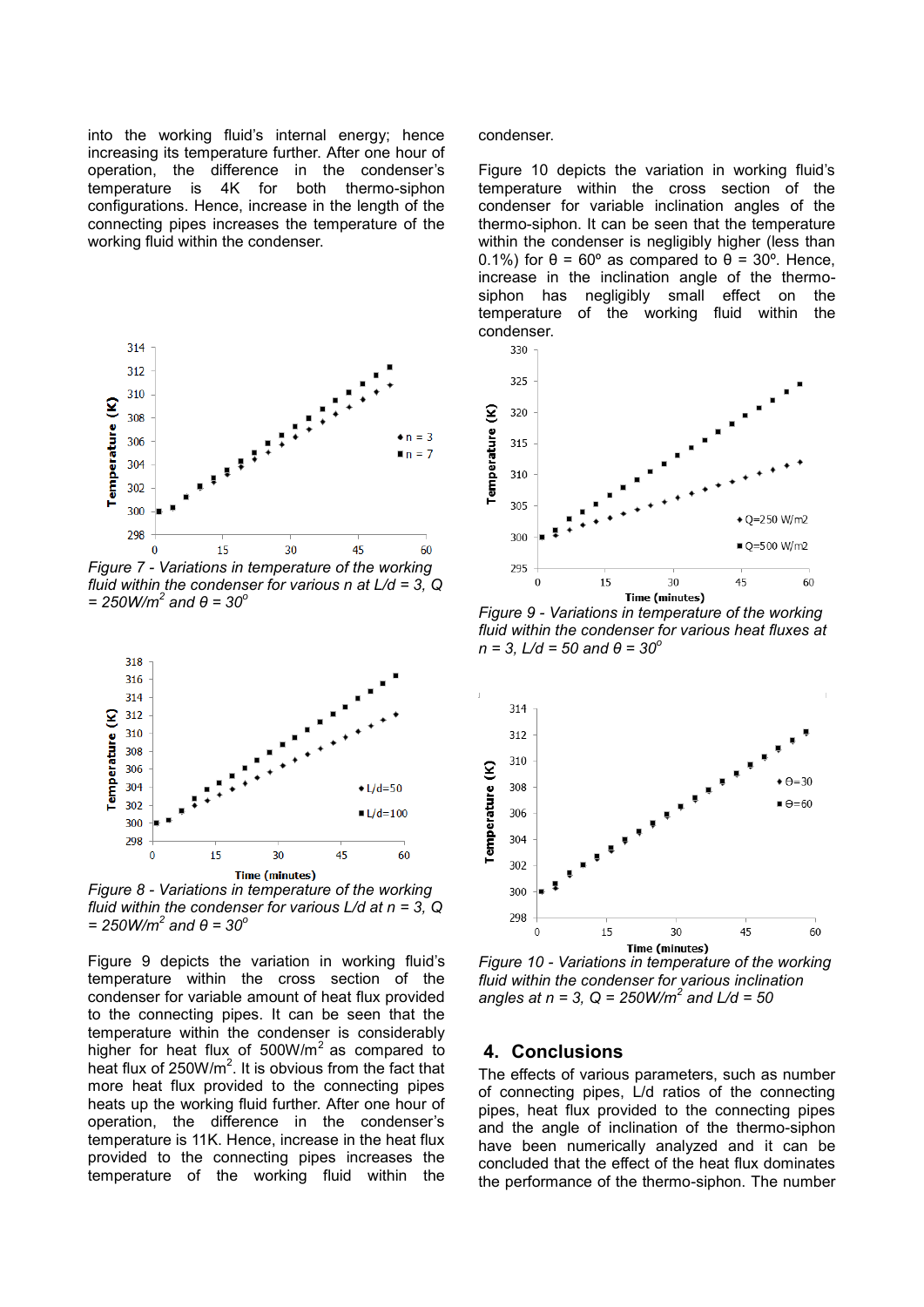into the working fluid's internal energy; hence increasing its temperature further. After one hour of operation, the difference in the condenser's temperature is 4K for both thermo-siphon configurations. Hence, increase in the length of the connecting pipes increases the temperature of the working fluid within the condenser.

*Figure 7 - Variations in temperature of the working fluid within the condenser for various n at L/d = 3, Q = 250W/m$^2$ and θ = 30$^o$*

*Figure 8 - Variations in temperature of the working fluid within the condenser for various L/d at n = 3, Q = 250W/m$^2$ and θ = 30$^o$*

Figure 9 depicts the variation in working fluid's temperature within the cross section of the condenser for variable amount of heat flux provided to the connecting pipes. It can be seen that the temperature within the condenser is considerably higher for heat flux of 500W/m$^2$ as compared to heat flux of 250W/m$^2$. It is obvious from the fact that more heat flux provided to the connecting pipes heats up the working fluid further. After one hour of operation, the difference in the condenser's temperature is 11K. Hence, increase in the heat flux provided to the connecting pipes increases the temperature of the working fluid within the condenser.

Figure 10 depicts the variation in working fluid's temperature within the cross section of the condenser for variable inclination angles of the thermo-siphon. It can be seen that the temperature within the condenser is negligibly higher (less than 0.1%) for θ = 60º as compared to θ = 30º. Hence, increase in the inclination angle of the thermo-siphon has negligibly small effect on the temperature of the working fluid within the condenser.

*Figure 9 - Variations in temperature of the working fluid within the condenser for various heat fluxes at n = 3, L/d = 50 and θ = 30$^o$*

*Figure 10 - Variations in temperature of the working fluid within the condenser for various inclination angles at n = 3, Q = 250W/m$^2$ and L/d = 50*

## 4. Conclusions

The effects of various parameters, such as number of connecting pipes, L/d ratios of the connecting pipes, heat flux provided to the connecting pipes and the angle of inclination of the thermo-siphon have been numerically analyzed and it can be concluded that the effect of the heat flux dominates the performance of the thermo-siphon. The number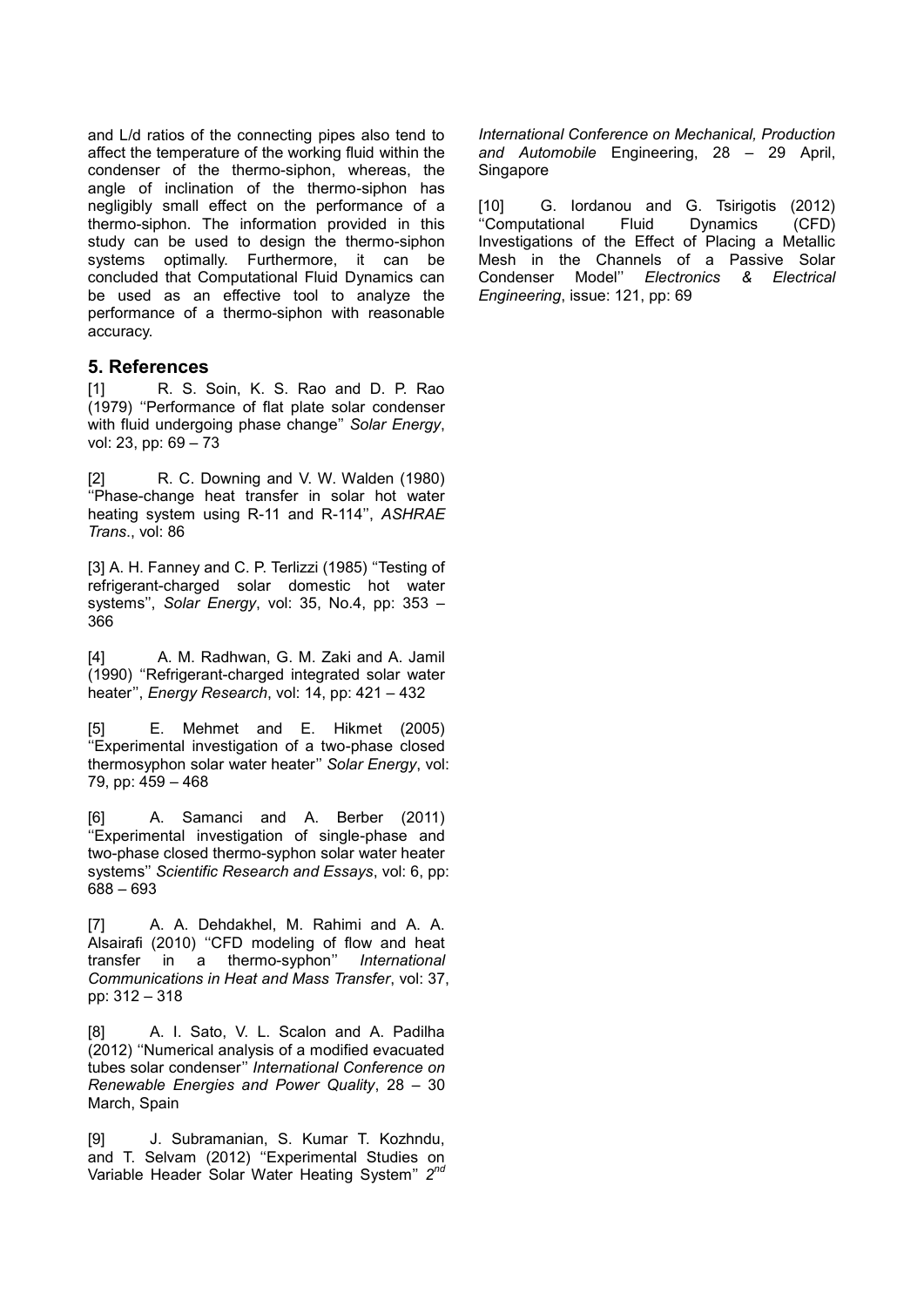and L/d ratios of the connecting pipes also tend to affect the temperature of the working fluid within the condenser of the thermo-siphon, whereas, the angle of inclination of the thermo-siphon has negligibly small effect on the performance of a thermo-siphon. The information provided in this study can be used to design the thermo-siphon systems optimally. Furthermore, it can be concluded that Computational Fluid Dynamics can be used as an effective tool to analyze the performance of a thermo-siphon with reasonable accuracy.

## 5. References

[1] R. S. Soin, K. S. Rao and D. P. Rao (1979) ''Performance of flat plate solar condenser with fluid undergoing phase change'' *Solar Energy*, vol: 23, pp: 69 – 73

[2] R. C. Downing and V. W. Walden (1980) ''Phase-change heat transfer in solar hot water heating system using R-11 and R-114'', *ASHRAE Trans*., vol: 86

[3] A. H. Fanney and C. P. Terlizzi (1985) ''Testing of refrigerant-charged solar domestic hot water systems'', *Solar Energy*, vol: 35, No.4, pp: 353 – 366

[4] A. M. Radhwan, G. M. Zaki and A. Jamil (1990) ''Refrigerant-charged integrated solar water heater'', *Energy Research*, vol: 14, pp: 421 – 432

[5] E. Mehmet and E. Hikmet (2005) ''Experimental investigation of a two-phase closed thermosyphon solar water heater'' *Solar Energy*, vol: 79, pp: 459 – 468

[6] A. Samanci and A. Berber (2011) ''Experimental investigation of single-phase and two-phase closed thermo-syphon solar water heater systems'' *Scientific Research and Essays*, vol: 6, pp: 688 – 693

[7] A. A. Dehdakhel, M. Rahimi and A. A. Alsairafi (2010) ''CFD modeling of flow and heat transfer in a thermo-syphon'' *International Communications in Heat and Mass Transfer*, vol: 37, pp: 312 – 318

[8] A. I. Sato, V. L. Scalon and A. Padilha (2012) ''Numerical analysis of a modified evacuated tubes solar condenser'' *International Conference on Renewable Energies and Power Quality*, 28 – 30 March, Spain

[9] J. Subramanian, S. Kumar T. Kozhndu, and T. Selvam (2012) ''Experimental Studies on Variable Header Solar Water Heating System'' *2nd International Conference on Mechanical, Production and Automobile* Engineering, 28 – 29 April, Singapore

[10] G. Iordanou and G. Tsirigotis (2012) ''Computational Fluid Dynamics (CFD) Investigations of the Effect of Placing a Metallic Mesh in the Channels of a Passive Solar Condenser Model'' *Electronics & Electrical Engineering*, issue: 121, pp: 69